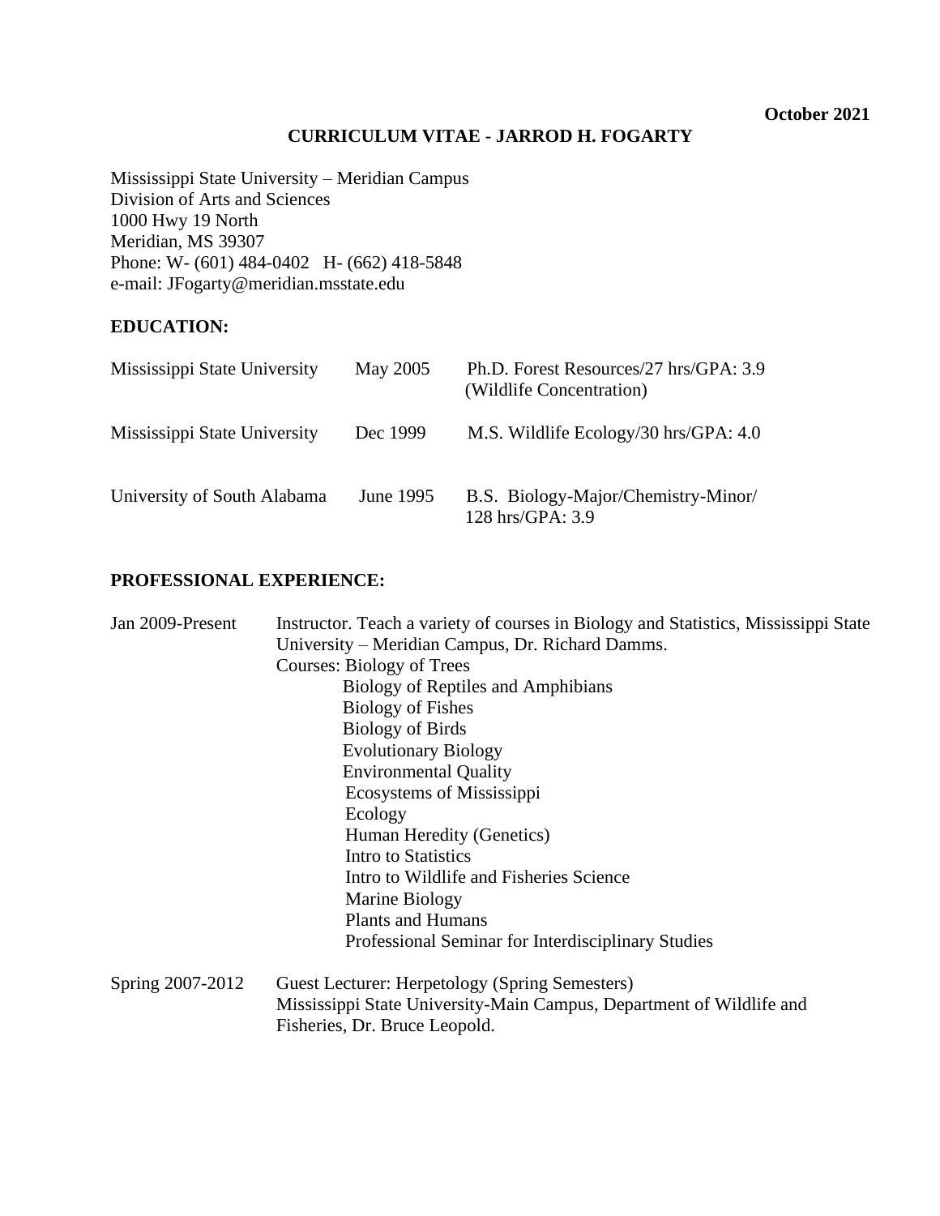**October 2021**

# CURRICULUM VITAE - JARROD H. FOGARTY

Mississippi State University – Meridian Campus
Division of Arts and Sciences
1000 Hwy 19 North
Meridian, MS 39307
Phone: W- (601) 484-0402 H- (662) 418-5848
e-mail: JFogarty@meridian.msstate.edu

## EDUCATION:

| | | |
|---|---|---|
| Mississippi State University | May 2005 | Ph.D. Forest Resources/27 hrs/GPA: 3.9 (Wildlife Concentration) |
| Mississippi State University | Dec 1999 | M.S. Wildlife Ecology/30 hrs/GPA: 4.0 |
| University of South Alabama | June 1995 | B.S. Biology-Major/Chemistry-Minor/ 128 hrs/GPA: 3.9 |

## PROFESSIONAL EXPERIENCE:

Jan 2009-Present — Instructor. Teach a variety of courses in Biology and Statistics, Mississippi State University – Meridian Campus, Dr. Richard Damms.

Courses: Biology of Trees
- Biology of Reptiles and Amphibians
- Biology of Fishes
- Biology of Birds
- Evolutionary Biology
- Environmental Quality
- Ecosystems of Mississippi
- Ecology
- Human Heredity (Genetics)
- Intro to Statistics
- Intro to Wildlife and Fisheries Science
- Marine Biology
- Plants and Humans
- Professional Seminar for Interdisciplinary Studies

Spring 2007-2012 — Guest Lecturer: Herpetology (Spring Semesters)
Mississippi State University-Main Campus, Department of Wildlife and Fisheries, Dr. Bruce Leopold.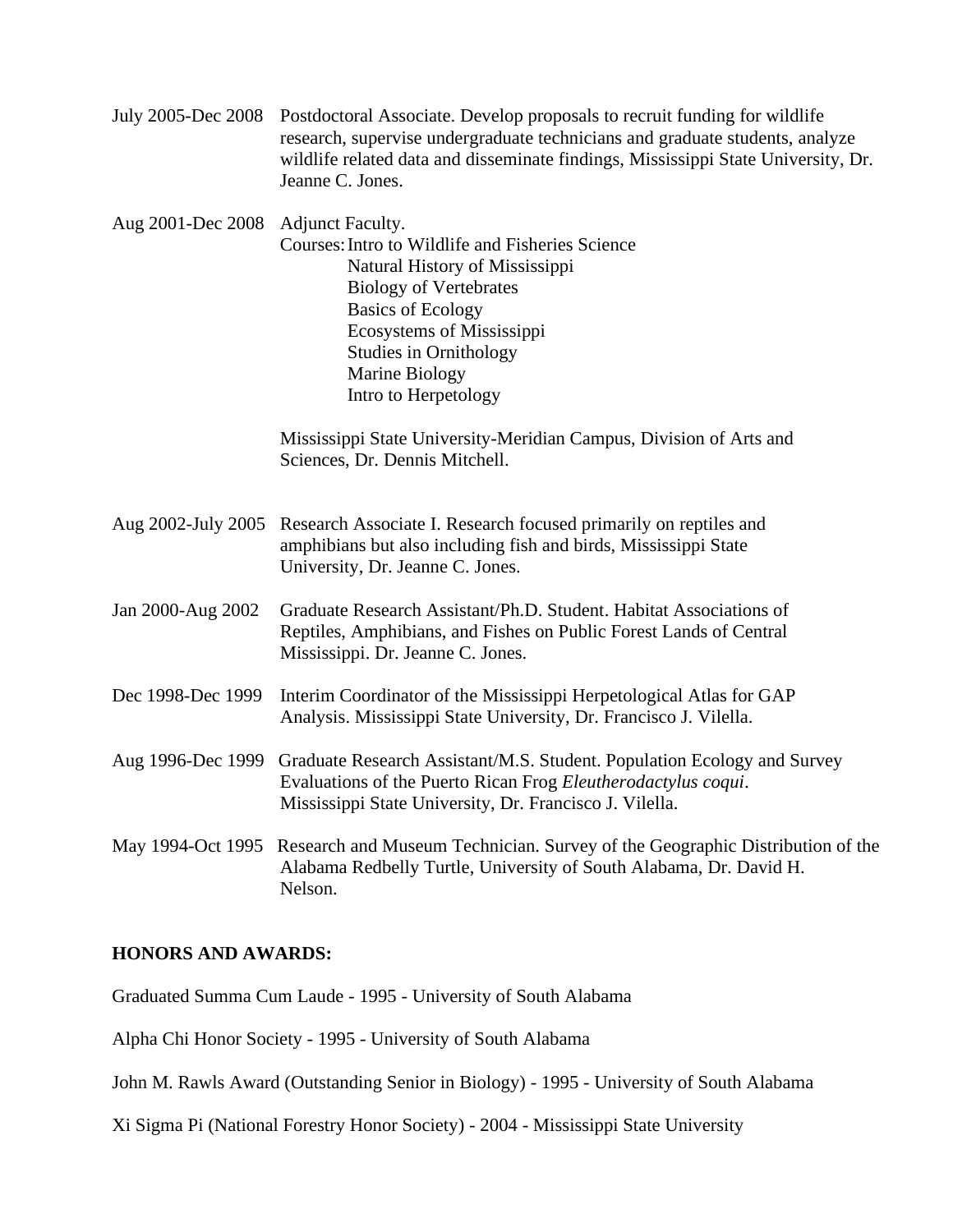July 2005-Dec 2008 Postdoctoral Associate. Develop proposals to recruit funding for wildlife research, supervise undergraduate technicians and graduate students, analyze wildlife related data and disseminate findings, Mississippi State University, Dr. Jeanne C. Jones.

Aug 2001-Dec 2008 Adjunct Faculty.
Courses: Intro to Wildlife and Fisheries Science
Natural History of Mississippi
Biology of Vertebrates
Basics of Ecology
Ecosystems of Mississippi
Studies in Ornithology
Marine Biology
Intro to Herpetology

Mississippi State University-Meridian Campus, Division of Arts and Sciences, Dr. Dennis Mitchell.

Aug 2002-July 2005 Research Associate I. Research focused primarily on reptiles and amphibians but also including fish and birds, Mississippi State University, Dr. Jeanne C. Jones.

Jan 2000-Aug 2002 Graduate Research Assistant/Ph.D. Student. Habitat Associations of Reptiles, Amphibians, and Fishes on Public Forest Lands of Central Mississippi. Dr. Jeanne C. Jones.

Dec 1998-Dec 1999 Interim Coordinator of the Mississippi Herpetological Atlas for GAP Analysis. Mississippi State University, Dr. Francisco J. Vilella.

Aug 1996-Dec 1999 Graduate Research Assistant/M.S. Student. Population Ecology and Survey Evaluations of the Puerto Rican Frog *Eleutherodactylus coqui*. Mississippi State University, Dr. Francisco J. Vilella.

May 1994-Oct 1995 Research and Museum Technician. Survey of the Geographic Distribution of the Alabama Redbelly Turtle, University of South Alabama, Dr. David H. Nelson.

**HONORS AND AWARDS:**

Graduated Summa Cum Laude - 1995 - University of South Alabama

Alpha Chi Honor Society - 1995 - University of South Alabama

John M. Rawls Award (Outstanding Senior in Biology) - 1995 - University of South Alabama

Xi Sigma Pi (National Forestry Honor Society) - 2004 - Mississippi State University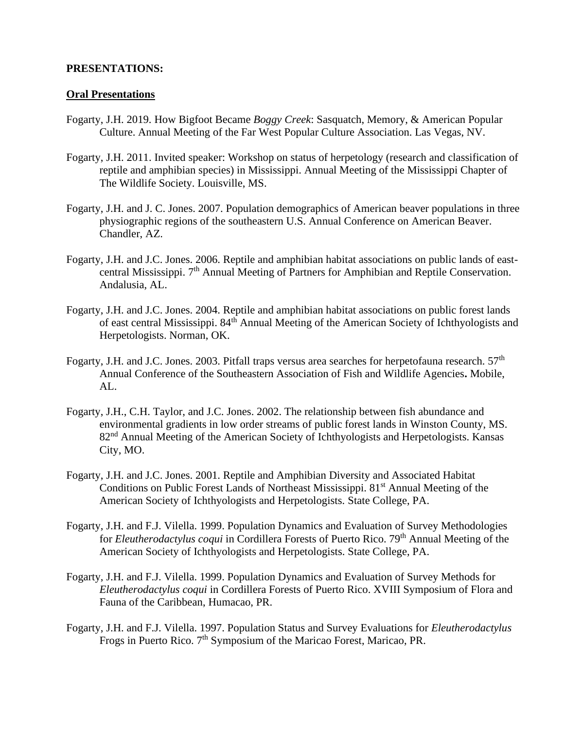**PRESENTATIONS:**

**Oral Presentations**

Fogarty, J.H. 2019. How Bigfoot Became *Boggy Creek*: Sasquatch, Memory, & American Popular Culture. Annual Meeting of the Far West Popular Culture Association. Las Vegas, NV.

Fogarty, J.H. 2011. Invited speaker: Workshop on status of herpetology (research and classification of reptile and amphibian species) in Mississippi. Annual Meeting of the Mississippi Chapter of The Wildlife Society. Louisville, MS.

Fogarty, J.H. and J. C. Jones. 2007. Population demographics of American beaver populations in three physiographic regions of the southeastern U.S. Annual Conference on American Beaver. Chandler, AZ.

Fogarty, J.H. and J.C. Jones. 2006. Reptile and amphibian habitat associations on public lands of east-central Mississippi. 7th Annual Meeting of Partners for Amphibian and Reptile Conservation. Andalusia, AL.

Fogarty, J.H. and J.C. Jones. 2004. Reptile and amphibian habitat associations on public forest lands of east central Mississippi. 84th Annual Meeting of the American Society of Ichthyologists and Herpetologists. Norman, OK.

Fogarty, J.H. and J.C. Jones. 2003. Pitfall traps versus area searches for herpetofauna research. 57th Annual Conference of the Southeastern Association of Fish and Wildlife Agencies**.** Mobile, AL.

Fogarty, J.H., C.H. Taylor, and J.C. Jones. 2002. The relationship between fish abundance and environmental gradients in low order streams of public forest lands in Winston County, MS. 82nd Annual Meeting of the American Society of Ichthyologists and Herpetologists. Kansas City, MO.

Fogarty, J.H. and J.C. Jones. 2001. Reptile and Amphibian Diversity and Associated Habitat Conditions on Public Forest Lands of Northeast Mississippi. 81st Annual Meeting of the American Society of Ichthyologists and Herpetologists. State College, PA.

Fogarty, J.H. and F.J. Vilella. 1999. Population Dynamics and Evaluation of Survey Methodologies for *Eleutherodactylus coqui* in Cordillera Forests of Puerto Rico. 79th Annual Meeting of the American Society of Ichthyologists and Herpetologists. State College, PA.

Fogarty, J.H. and F.J. Vilella. 1999. Population Dynamics and Evaluation of Survey Methods for *Eleutherodactylus coqui* in Cordillera Forests of Puerto Rico. XVIII Symposium of Flora and Fauna of the Caribbean, Humacao, PR.

Fogarty, J.H. and F.J. Vilella. 1997. Population Status and Survey Evaluations for *Eleutherodactylus* Frogs in Puerto Rico. 7th Symposium of the Maricao Forest, Maricao, PR.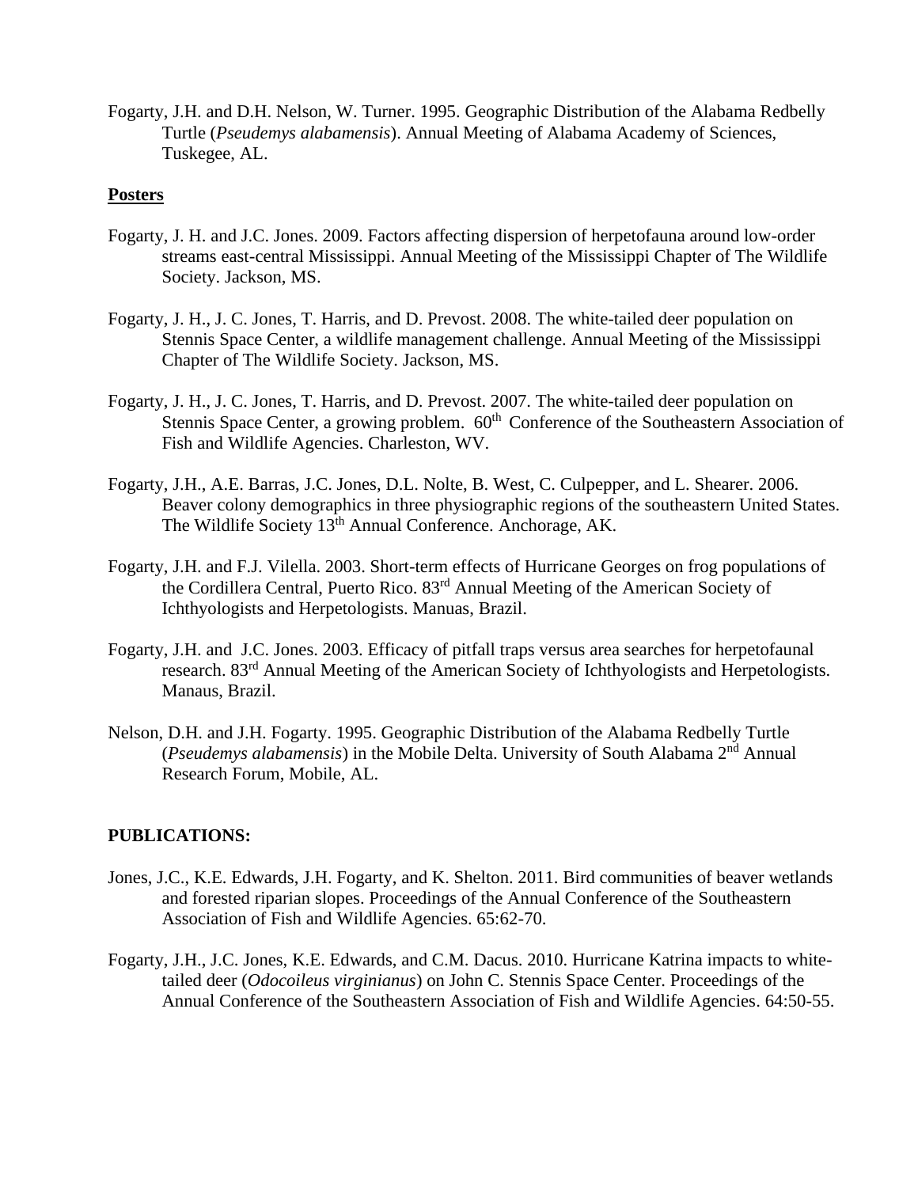Fogarty, J.H. and D.H. Nelson, W. Turner. 1995. Geographic Distribution of the Alabama Redbelly Turtle (*Pseudemys alabamensis*). Annual Meeting of Alabama Academy of Sciences, Tuskegee, AL.

**<u>Posters</u>**

Fogarty, J. H. and J.C. Jones. 2009. Factors affecting dispersion of herpetofauna around low-order streams east-central Mississippi. Annual Meeting of the Mississippi Chapter of The Wildlife Society. Jackson, MS.

Fogarty, J. H., J. C. Jones, T. Harris, and D. Prevost. 2008. The white-tailed deer population on Stennis Space Center, a wildlife management challenge. Annual Meeting of the Mississippi Chapter of The Wildlife Society. Jackson, MS.

Fogarty, J. H., J. C. Jones, T. Harris, and D. Prevost. 2007. The white-tailed deer population on Stennis Space Center, a growing problem. 60th Conference of the Southeastern Association of Fish and Wildlife Agencies. Charleston, WV.

Fogarty, J.H., A.E. Barras, J.C. Jones, D.L. Nolte, B. West, C. Culpepper, and L. Shearer. 2006. Beaver colony demographics in three physiographic regions of the southeastern United States. The Wildlife Society 13th Annual Conference. Anchorage, AK.

Fogarty, J.H. and F.J. Vilella. 2003. Short-term effects of Hurricane Georges on frog populations of the Cordillera Central, Puerto Rico. 83rd Annual Meeting of the American Society of Ichthyologists and Herpetologists. Manuas, Brazil.

Fogarty, J.H. and J.C. Jones. 2003. Efficacy of pitfall traps versus area searches for herpetofaunal research. 83rd Annual Meeting of the American Society of Ichthyologists and Herpetologists. Manaus, Brazil.

Nelson, D.H. and J.H. Fogarty. 1995. Geographic Distribution of the Alabama Redbelly Turtle (*Pseudemys alabamensis*) in the Mobile Delta. University of South Alabama 2nd Annual Research Forum, Mobile, AL.

**PUBLICATIONS:**

Jones, J.C., K.E. Edwards, J.H. Fogarty, and K. Shelton. 2011. Bird communities of beaver wetlands and forested riparian slopes. Proceedings of the Annual Conference of the Southeastern Association of Fish and Wildlife Agencies. 65:62-70.

Fogarty, J.H., J.C. Jones, K.E. Edwards, and C.M. Dacus. 2010. Hurricane Katrina impacts to white-tailed deer (*Odocoileus virginianus*) on John C. Stennis Space Center. Proceedings of the Annual Conference of the Southeastern Association of Fish and Wildlife Agencies. 64:50-55.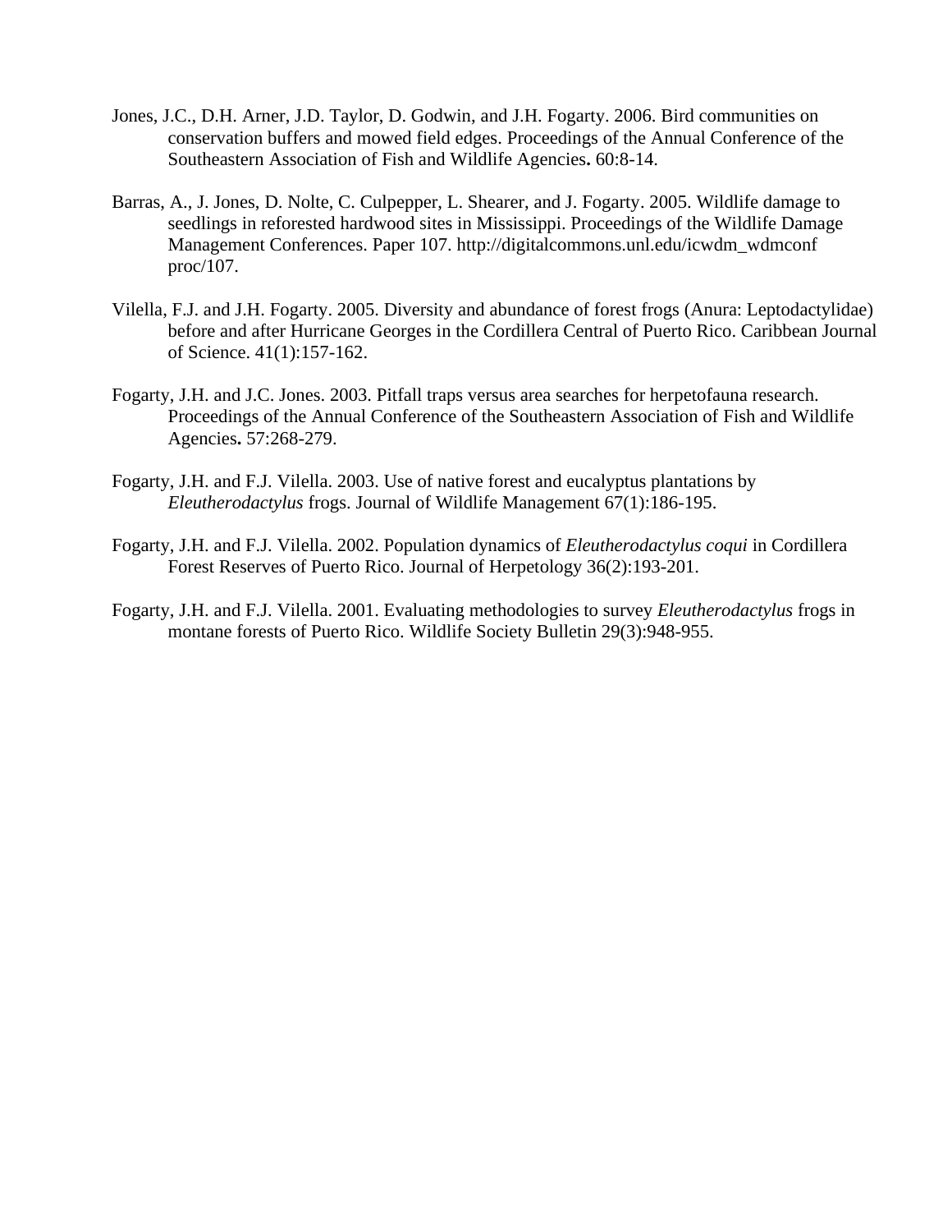Jones, J.C., D.H. Arner, J.D. Taylor, D. Godwin, and J.H. Fogarty. 2006. Bird communities on conservation buffers and mowed field edges. Proceedings of the Annual Conference of the Southeastern Association of Fish and Wildlife Agencies**.** 60:8-14.

Barras, A., J. Jones, D. Nolte, C. Culpepper, L. Shearer, and J. Fogarty. 2005. Wildlife damage to seedlings in reforested hardwood sites in Mississippi. Proceedings of the Wildlife Damage Management Conferences. Paper 107. http://digitalcommons.unl.edu/icwdm_wdmconf proc/107.

Vilella, F.J. and J.H. Fogarty. 2005. Diversity and abundance of forest frogs (Anura: Leptodactylidae) before and after Hurricane Georges in the Cordillera Central of Puerto Rico. Caribbean Journal of Science. 41(1):157-162.

Fogarty, J.H. and J.C. Jones. 2003. Pitfall traps versus area searches for herpetofauna research. Proceedings of the Annual Conference of the Southeastern Association of Fish and Wildlife Agencies**.** 57:268-279.

Fogarty, J.H. and F.J. Vilella. 2003. Use of native forest and eucalyptus plantations by *Eleutherodactylus* frogs. Journal of Wildlife Management 67(1):186-195.

Fogarty, J.H. and F.J. Vilella. 2002. Population dynamics of *Eleutherodactylus coqui* in Cordillera Forest Reserves of Puerto Rico. Journal of Herpetology 36(2):193-201.

Fogarty, J.H. and F.J. Vilella. 2001. Evaluating methodologies to survey *Eleutherodactylus* frogs in montane forests of Puerto Rico. Wildlife Society Bulletin 29(3):948-955.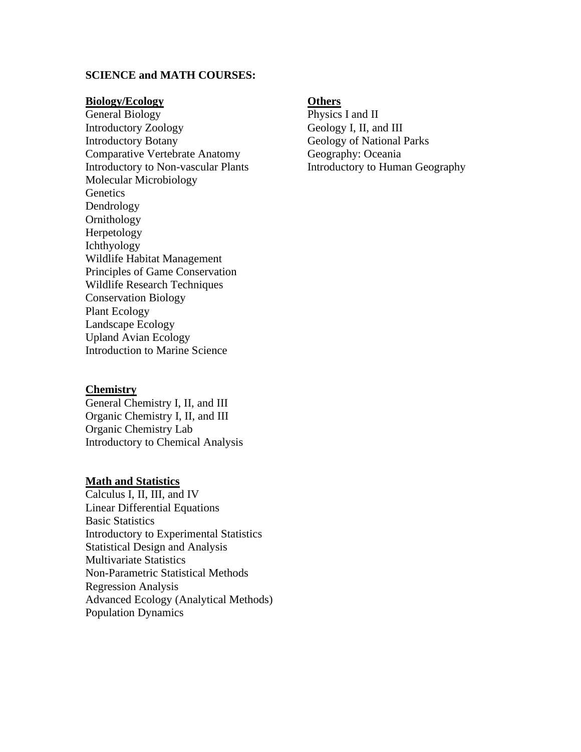**SCIENCE and MATH COURSES:**

**Biology/Ecology**

General Biology
Introductory Zoology
Introductory Botany
Comparative Vertebrate Anatomy
Introductory to Non-vascular Plants
Molecular Microbiology
Genetics
Dendrology
Ornithology
Herpetology
Ichthyology
Wildlife Habitat Management
Principles of Game Conservation
Wildlife Research Techniques
Conservation Biology
Plant Ecology
Landscape Ecology
Upland Avian Ecology
Introduction to Marine Science

**Chemistry**

General Chemistry I, II, and III
Organic Chemistry I, II, and III
Organic Chemistry Lab
Introductory to Chemical Analysis

**Math and Statistics**

Calculus I, II, III, and IV
Linear Differential Equations
Basic Statistics
Introductory to Experimental Statistics
Statistical Design and Analysis
Multivariate Statistics
Non-Parametric Statistical Methods
Regression Analysis
Advanced Ecology (Analytical Methods)
Population Dynamics

**Others**

Physics I and II
Geology I, II, and III
Geology of National Parks
Geography: Oceania
Introductory to Human Geography